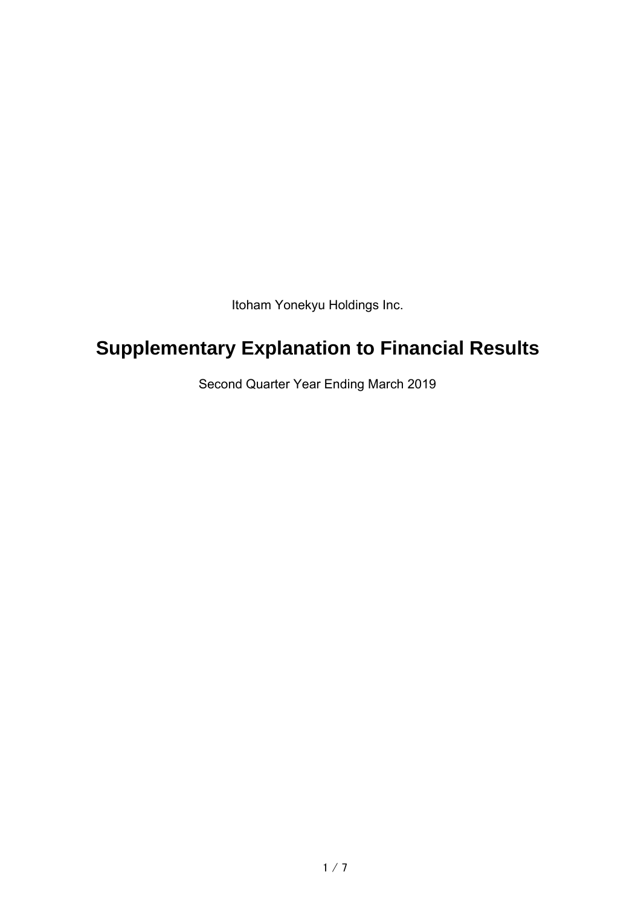Itoham Yonekyu Holdings Inc.

# Supplementary Explanation to Financial Results

Second Quarter Year Ending March 2019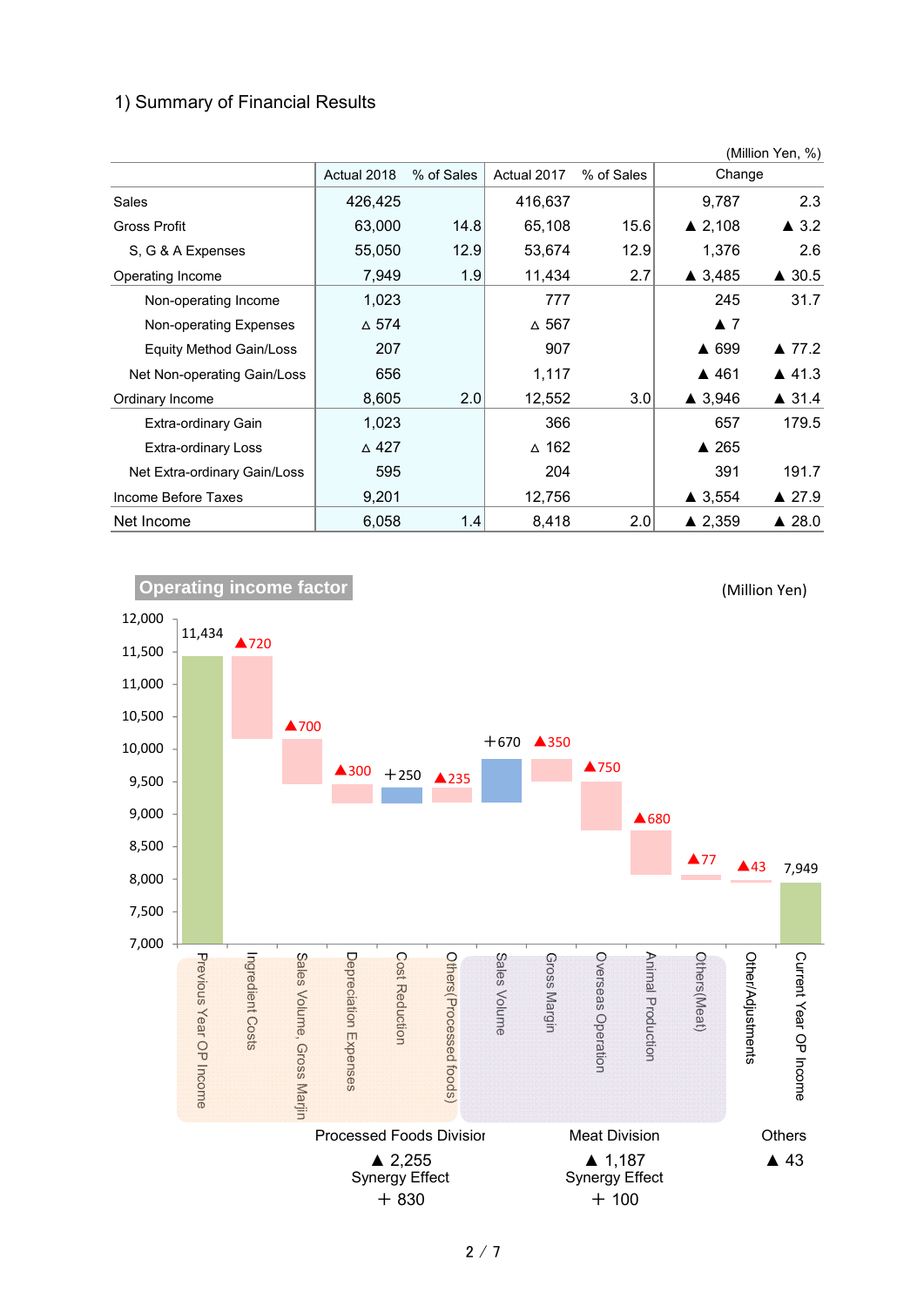## 1) Summary of Financial Results

(Million Yen, %)

| | Actual 2018 | % of Sales | Actual 2017 | % of Sales | Change | |
|---|---|---|---|---|---|---|
| Sales | 426,425 | | 416,637 | | 9,787 | 2.3 |
| Gross Profit | 63,000 | 14.8 | 65,108 | 15.6 | ▲ 2,108 | ▲ 3.2 |
| S, G & A Expenses | 55,050 | 12.9 | 53,674 | 12.9 | 1,376 | 2.6 |
| Operating Income | 7,949 | 1.9 | 11,434 | 2.7 | ▲ 3,485 | ▲ 30.5 |
| Non-operating Income | 1,023 | | 777 | | 245 | 31.7 |
| Non-operating Expenses | △ 574 | | △ 567 | | ▲ 7 | |
| Equity Method Gain/Loss | 207 | | 907 | | ▲ 699 | ▲ 77.2 |
| Net Non-operating Gain/Loss | 656 | | 1,117 | | ▲ 461 | ▲ 41.3 |
| Ordinary Income | 8,605 | 2.0 | 12,552 | 3.0 | ▲ 3,946 | ▲ 31.4 |
| Extra-ordinary Gain | 1,023 | | 366 | | 657 | 179.5 |
| Extra-ordinary Loss | △ 427 | | △ 162 | | ▲ 265 | |
| Net Extra-ordinary Gain/Loss | 595 | | 204 | | 391 | 191.7 |
| Income Before Taxes | 9,201 | | 12,756 | | ▲ 3,554 | ▲ 27.9 |
| Net Income | 6,058 | 1.4 | 8,418 | 2.0 | ▲ 2,359 | ▲ 28.0 |

**Operating income factor**

(Million Yen)

| Item | Amount |
|---|---|
| Previous Year OP Income | 11,434 |
| Ingredient Costs | ▲720 |
| Sales Volume, Gross Margin | ▲700 |
| Depreciation Expenses | ▲300 |
| Cost Reduction | +250 |
| Others(Processed foods) | ▲235 |
| Sales Volume | +670 |
| Gross Margin | ▲350 |
| Overseas Operation | ▲750 |
| Animal Production | ▲680 |
| Others(Meat) | ▲77 |
| Other/Adjustments | ▲43 |
| Current Year OP Income | 7,949 |

| Processed Foods Division | Meat Division | Others |
|---|---|---|
| ▲ 2,255 | ▲ 1,187 | ▲ 43 |
| Synergy Effect + 830 | Synergy Effect + 100 | |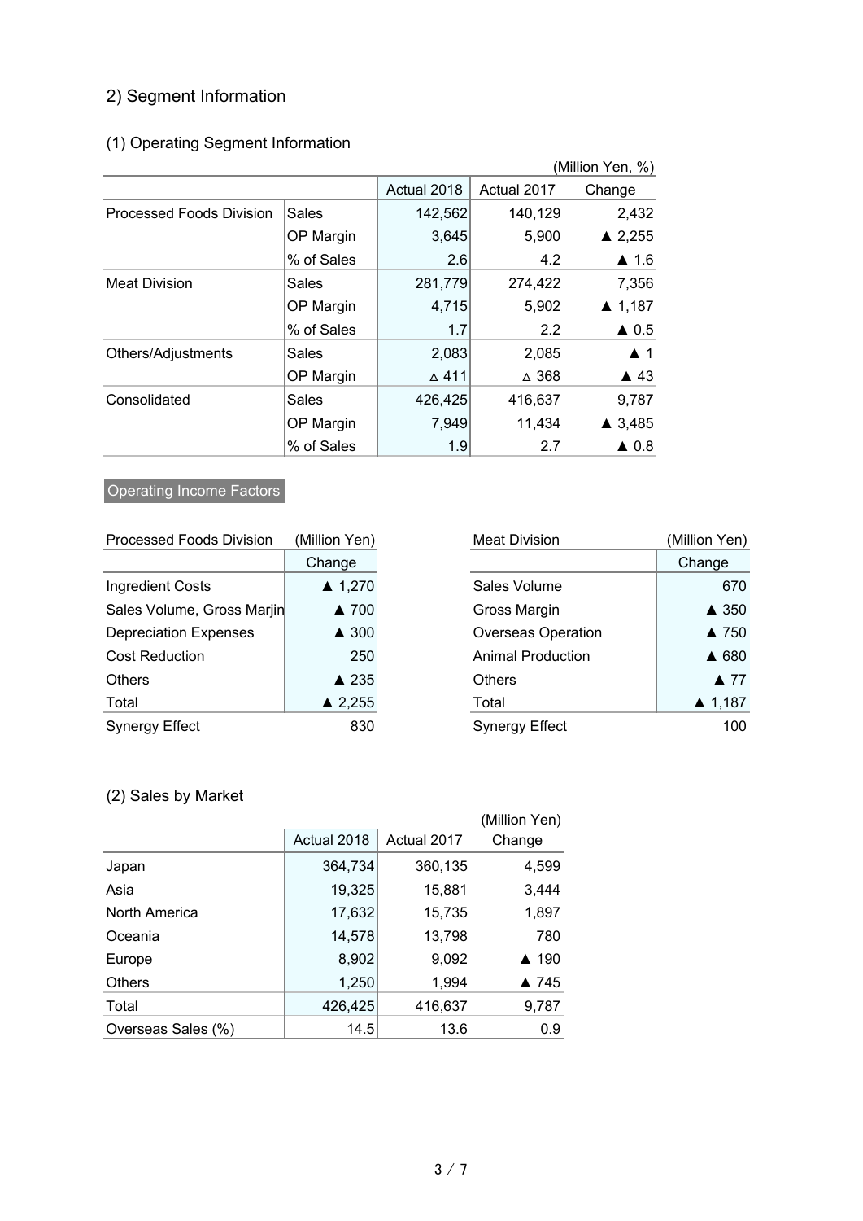## 2) Segment Information

### (1) Operating Segment Information

(Million Yen, %)

| | | Actual 2018 | Actual 2017 | Change |
|---|---|---|---|---|
| Processed Foods Division | Sales | 142,562 | 140,129 | 2,432 |
| | OP Margin | 3,645 | 5,900 | ▲ 2,255 |
| | % of Sales | 2.6 | 4.2 | ▲ 1.6 |
| Meat Division | Sales | 281,779 | 274,422 | 7,356 |
| | OP Margin | 4,715 | 5,902 | ▲ 1,187 |
| | % of Sales | 1.7 | 2.2 | ▲ 0.5 |
| Others/Adjustments | Sales | 2,083 | 2,085 | ▲ 1 |
| | OP Margin | △ 411 | △ 368 | ▲ 43 |
| Consolidated | Sales | 426,425 | 416,637 | 9,787 |
| | OP Margin | 7,949 | 11,434 | ▲ 3,485 |
| | % of Sales | 1.9 | 2.7 | ▲ 0.8 |

**Operating Income Factors**

Processed Foods Division (Million Yen)

| | Change |
|---|---|
| Ingredient Costs | ▲ 1,270 |
| Sales Volume, Gross Marjin | ▲ 700 |
| Depreciation Expenses | ▲ 300 |
| Cost Reduction | 250 |
| Others | ▲ 235 |
| Total | ▲ 2,255 |
| Synergy Effect | 830 |

Meat Division (Million Yen)

| | Change |
|---|---|
| Sales Volume | 670 |
| Gross Margin | ▲ 350 |
| Overseas Operation | ▲ 750 |
| Animal Production | ▲ 680 |
| Others | ▲ 77 |
| Total | ▲ 1,187 |
| Synergy Effect | 100 |

### (2) Sales by Market

(Million Yen)

| | Actual 2018 | Actual 2017 | Change |
|---|---|---|---|
| Japan | 364,734 | 360,135 | 4,599 |
| Asia | 19,325 | 15,881 | 3,444 |
| North America | 17,632 | 15,735 | 1,897 |
| Oceania | 14,578 | 13,798 | 780 |
| Europe | 8,902 | 9,092 | ▲ 190 |
| Others | 1,250 | 1,994 | ▲ 745 |
| Total | 426,425 | 416,637 | 9,787 |
| Overseas Sales (%) | 14.5 | 13.6 | 0.9 |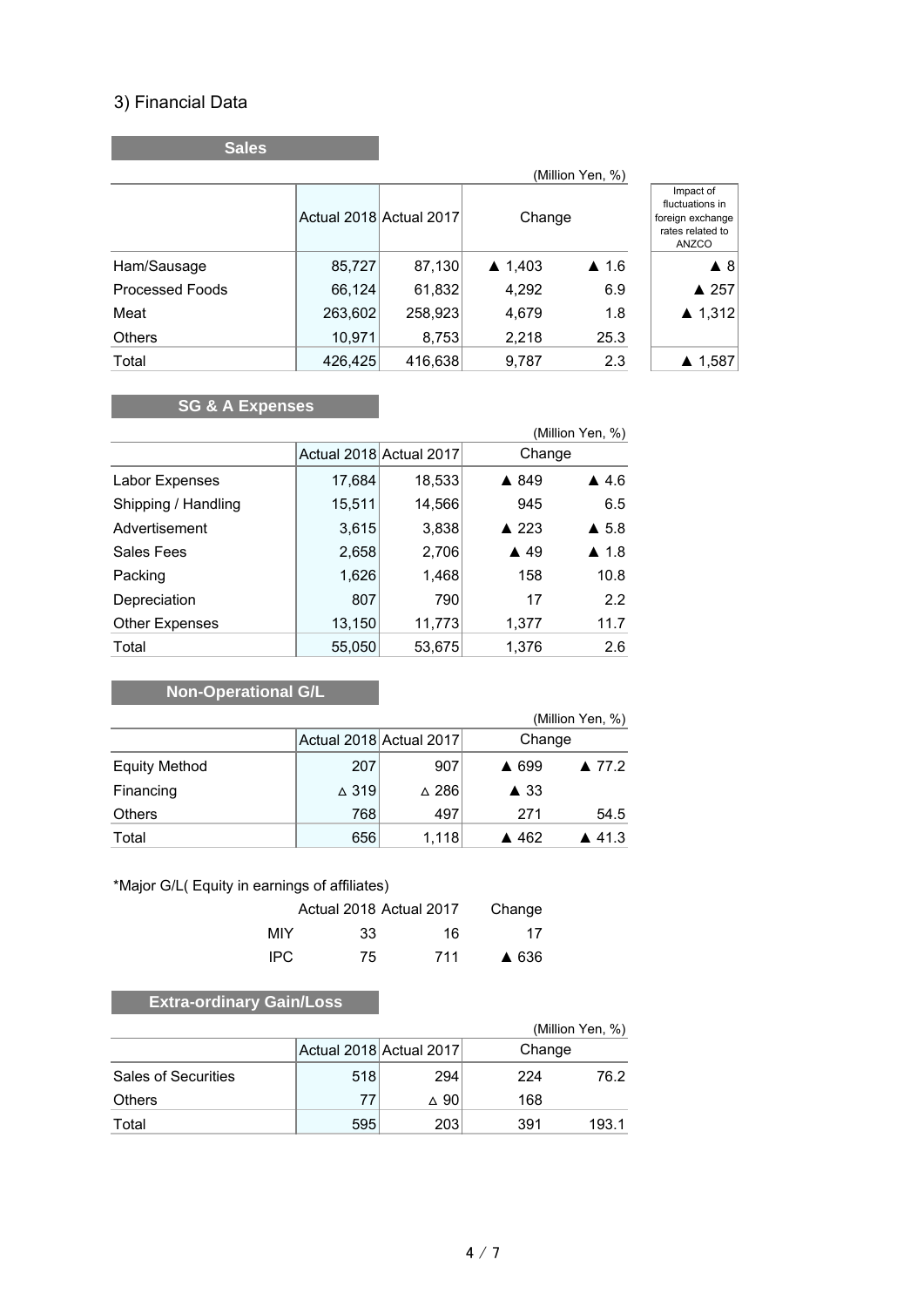## 3) Financial Data

### Sales

(Million Yen, %)

| | Actual 2018 | Actual 2017 | Change | | Impact of fluctuations in foreign exchange rates related to ANZCO |
|---|---|---|---|---|---|
| Ham/Sausage | 85,727 | 87,130 | ▲ 1,403 | ▲ 1.6 | ▲ 8 |
| Processed Foods | 66,124 | 61,832 | 4,292 | 6.9 | ▲ 257 |
| Meat | 263,602 | 258,923 | 4,679 | 1.8 | ▲ 1,312 |
| Others | 10,971 | 8,753 | 2,218 | 25.3 | |
| Total | 426,425 | 416,638 | 9,787 | 2.3 | ▲ 1,587 |

### SG & A Expenses

(Million Yen, %)

| | Actual 2018 | Actual 2017 | Change | |
|---|---|---|---|---|
| Labor Expenses | 17,684 | 18,533 | ▲ 849 | ▲ 4.6 |
| Shipping / Handling | 15,511 | 14,566 | 945 | 6.5 |
| Advertisement | 3,615 | 3,838 | ▲ 223 | ▲ 5.8 |
| Sales Fees | 2,658 | 2,706 | ▲ 49 | ▲ 1.8 |
| Packing | 1,626 | 1,468 | 158 | 10.8 |
| Depreciation | 807 | 790 | 17 | 2.2 |
| Other Expenses | 13,150 | 11,773 | 1,377 | 11.7 |
| Total | 55,050 | 53,675 | 1,376 | 2.6 |

### Non-Operational G/L

(Million Yen, %)

| | Actual 2018 | Actual 2017 | Change | |
|---|---|---|---|---|
| Equity Method | 207 | 907 | ▲ 699 | ▲ 77.2 |
| Financing | △ 319 | △ 286 | ▲ 33 | |
| Others | 768 | 497 | 271 | 54.5 |
| Total | 656 | 1,118 | ▲ 462 | ▲ 41.3 |

*Major G/L( Equity in earnings of affiliates)

| | Actual 2018 | Actual 2017 | Change |
|---|---|---|---|
| MIY | 33 | 16 | 17 |
| IPC | 75 | 711 | ▲ 636 |

### Extra-ordinary Gain/Loss

(Million Yen, %)

| | Actual 2018 | Actual 2017 | Change | |
|---|---|---|---|---|
| Sales of Securities | 518 | 294 | 224 | 76.2 |
| Others | 77 | △ 90 | 168 | |
| Total | 595 | 203 | 391 | 193.1 |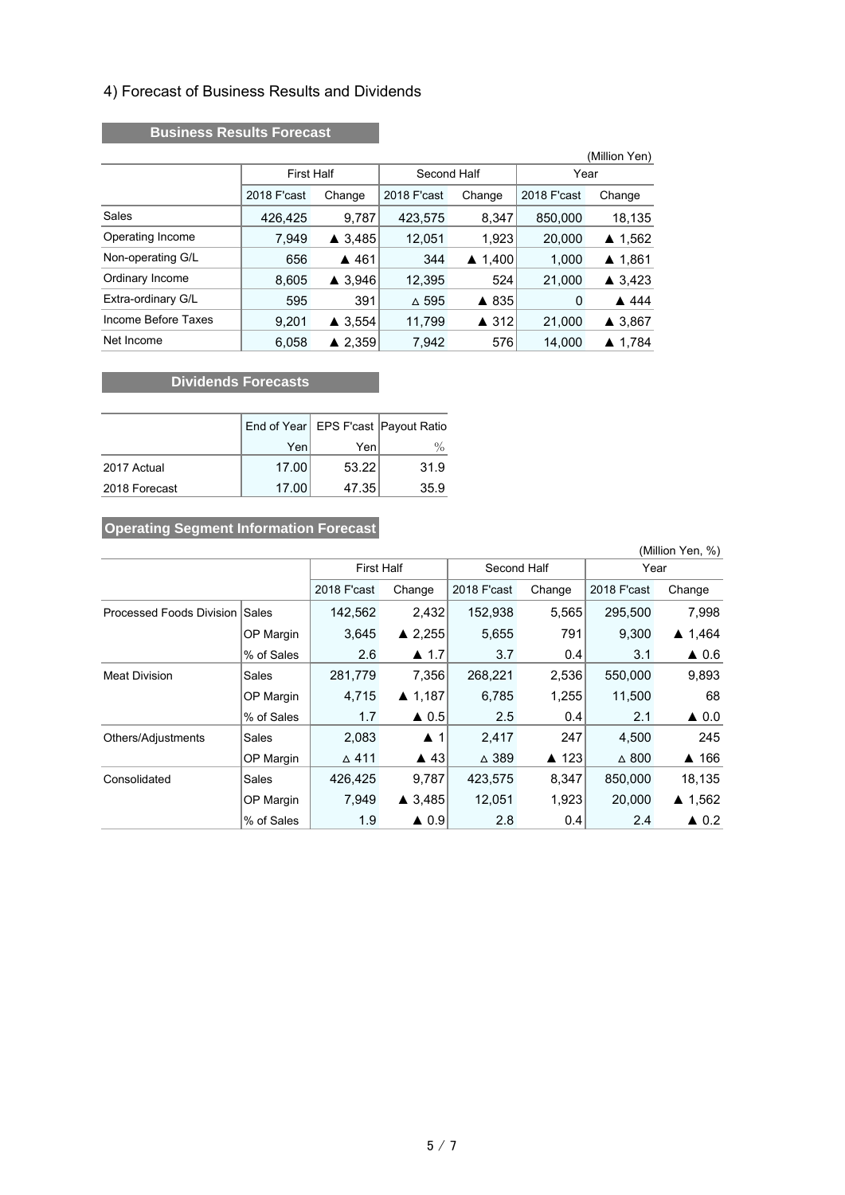## 4) Forecast of Business Results and Dividends

### Business Results Forecast

(Million Yen)

| | First Half | | Second Half | | Year | |
|---|---|---|---|---|---|---|
| | 2018 F'cast | Change | 2018 F'cast | Change | 2018 F'cast | Change |
| Sales | 426,425 | 9,787 | 423,575 | 8,347 | 850,000 | 18,135 |
| Operating Income | 7,949 | ▲ 3,485 | 12,051 | 1,923 | 20,000 | ▲ 1,562 |
| Non-operating G/L | 656 | ▲ 461 | 344 | ▲ 1,400 | 1,000 | ▲ 1,861 |
| Ordinary Income | 8,605 | ▲ 3,946 | 12,395 | 524 | 21,000 | ▲ 3,423 |
| Extra-ordinary G/L | 595 | 391 | △ 595 | ▲ 835 | 0 | ▲ 444 |
| Income Before Taxes | 9,201 | ▲ 3,554 | 11,799 | ▲ 312 | 21,000 | ▲ 3,867 |
| Net Income | 6,058 | ▲ 2,359 | 7,942 | 576 | 14,000 | ▲ 1,784 |

### Dividends Forecasts

| | End of Year | EPS F'cast | Payout Ratio |
|---|---|---|---|
| | Yen | Yen | % |
| 2017 Actual | 17.00 | 53.22 | 31.9 |
| 2018 Forecast | 17.00 | 47.35 | 35.9 |

### Operating Segment Information Forecast

(Million Yen, %)

| | | First Half | | Second Half | | Year | |
|---|---|---|---|---|---|---|---|
| | | 2018 F'cast | Change | 2018 F'cast | Change | 2018 F'cast | Change |
| Processed Foods Division | Sales | 142,562 | 2,432 | 152,938 | 5,565 | 295,500 | 7,998 |
| | OP Margin | 3,645 | ▲ 2,255 | 5,655 | 791 | 9,300 | ▲ 1,464 |
| | % of Sales | 2.6 | ▲ 1.7 | 3.7 | 0.4 | 3.1 | ▲ 0.6 |
| Meat Division | Sales | 281,779 | 7,356 | 268,221 | 2,536 | 550,000 | 9,893 |
| | OP Margin | 4,715 | ▲ 1,187 | 6,785 | 1,255 | 11,500 | 68 |
| | % of Sales | 1.7 | ▲ 0.5 | 2.5 | 0.4 | 2.1 | ▲ 0.0 |
| Others/Adjustments | Sales | 2,083 | ▲ 1 | 2,417 | 247 | 4,500 | 245 |
| | OP Margin | △ 411 | ▲ 43 | △ 389 | ▲ 123 | △ 800 | ▲ 166 |
| Consolidated | Sales | 426,425 | 9,787 | 423,575 | 8,347 | 850,000 | 18,135 |
| | OP Margin | 7,949 | ▲ 3,485 | 12,051 | 1,923 | 20,000 | ▲ 1,562 |
| | % of Sales | 1.9 | ▲ 0.9 | 2.8 | 0.4 | 2.4 | ▲ 0.2 |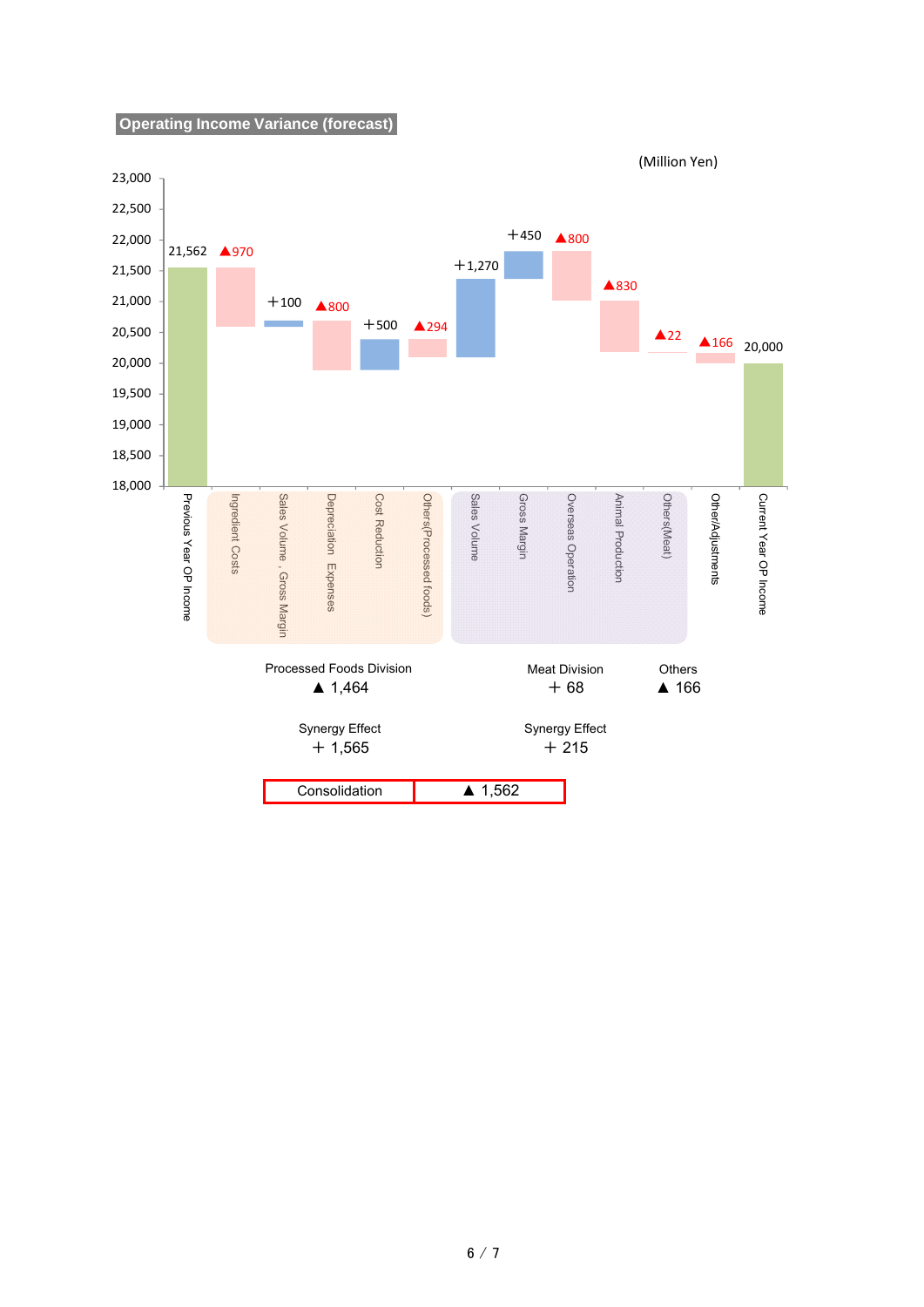## Operating Income Variance (forecast)

(Million Yen)

| Item | Amount |
|---|---|
| Previous Year OP Income | 21,562 |
| Ingredient Costs | ▲970 |
| Sales Volume , Gross Margin | ＋100 |
| Depreciation Expenses | ▲800 |
| Cost Reduction | ＋500 |
| Others(Processed foods) | ▲294 |
| Sales Volume | ＋1,270 |
| Gross Margin | ＋450 |
| Overseas Operation | ▲800 |
| Animal Production | ▲830 |
| Others(Meat) | ▲22 |
| Other/Adjustments | ▲166 |
| Current Year OP Income | 20,000 |

| | Processed Foods Division | Meat Division | Others |
|---|---|---|---|
| | ▲ 1,464 | ＋ 68 | ▲ 166 |
| Synergy Effect | ＋ 1,565 | ＋ 215 | |

| Consolidation | ▲ 1,562 |
|---|---|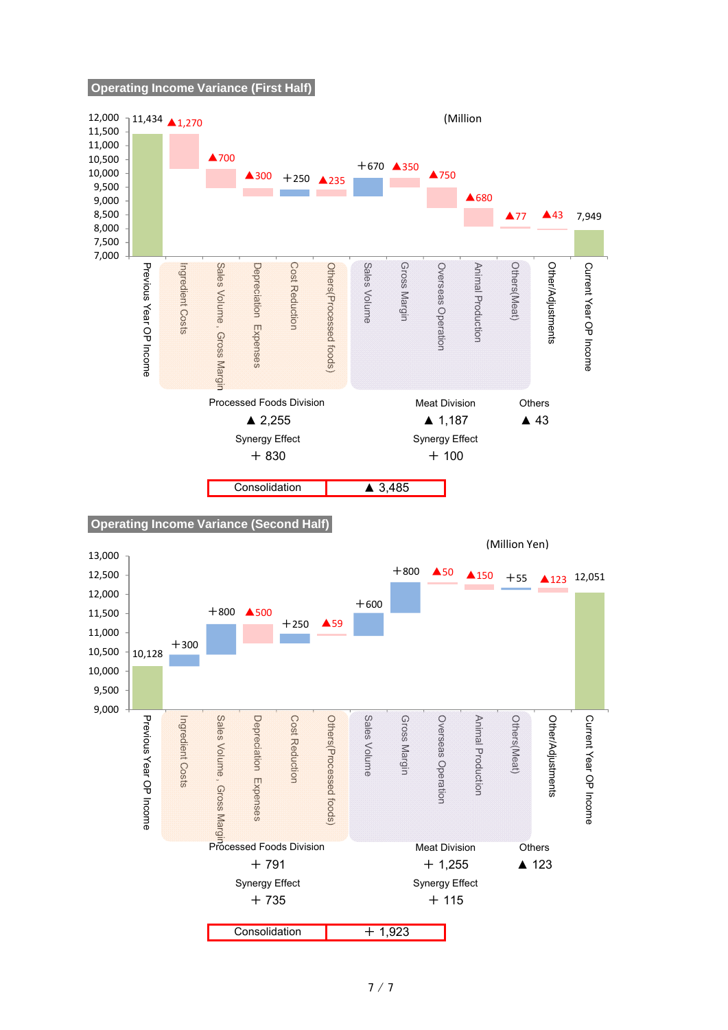## Operating Income Variance (First Half)

(Million

12,000
11,500
11,000
10,500
10,000
9,500
9,000
8,500
8,000
7,500
7,000

11,434
▲1,270
▲700
▲300
+250
▲235
+670
▲350
▲750
▲680
▲77
▲43
7,949

Previous Year OP Income
Ingredient Costs
Sales Volume , Gross Margin
Depreciation Expenses
Cost Reduction
Others(Processed foods)
Sales Volume
Gross Margin
Overseas Operation
Animal Production
Others(Meat)
Other/Adjustments
Current Year OP Income

Processed Foods Division
▲ 2,255
Synergy Effect
+ 830

Meat Division
▲ 1,187
Synergy Effect
+ 100

Others
▲ 43

| Consolidation | ▲ 3,485 |
|---|---|

## Operating Income Variance (Second Half)

(Million Yen)

13,000
12,500
12,000
11,500
11,000
10,500
10,000
9,500
9,000

10,128
+300
+800
▲500
+250
▲59
+600
+800
▲50
▲150
+55
▲123
12,051

Previous Year OP Income
Ingredient Costs
Sales Volume , Gross Margin
Depreciation Expenses
Cost Reduction
Others(Processed foods)
Sales Volume
Gross Margin
Overseas Operation
Animal Production
Others(Meat)
Other/Adjustments
Current Year OP Income

Processed Foods Division
+ 791
Synergy Effect
+ 735

Meat Division
+ 1,255
Synergy Effect
+ 115

Others
▲ 123

| Consolidation | + 1,923 |
|---|---|